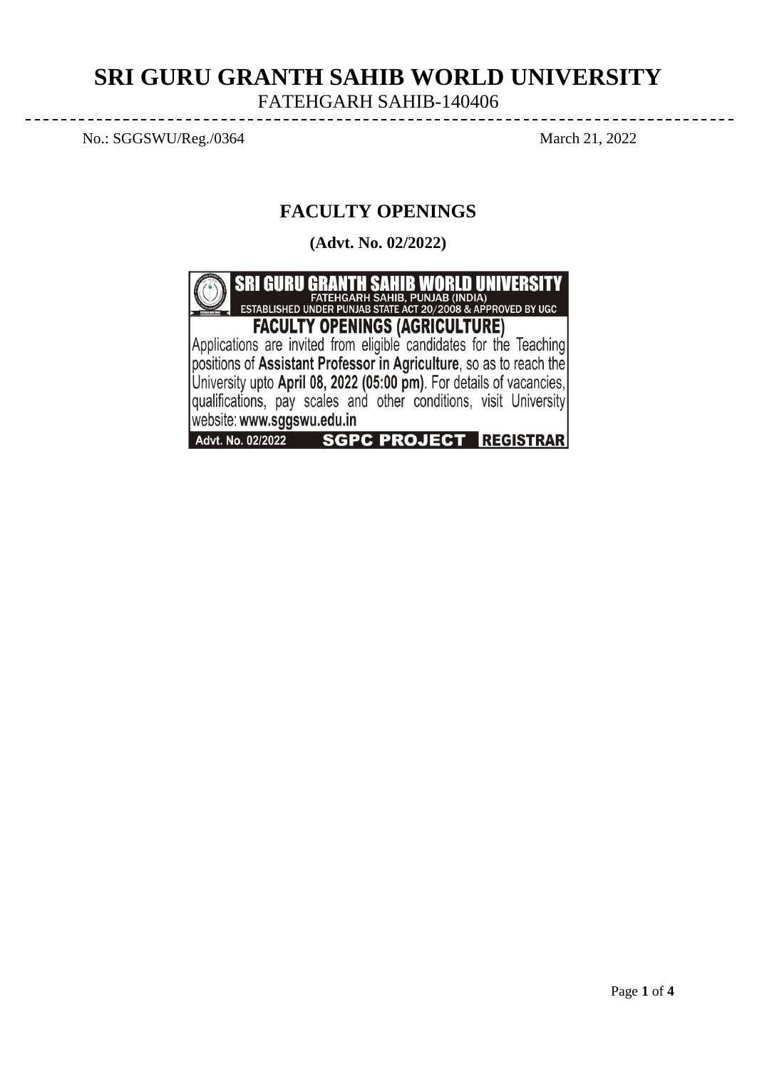# SRI GURU GRANTH SAHIB WORLD UNIVERSITY

FATEHGARH SAHIB-140406

No.: SGGSWU/Reg./0364 March 21, 2022

## FACULTY OPENINGS

**(Advt. No. 02/2022)**

**SRI GURU GRANTH SAHIB WORLD UNIVERSITY**
FATEHGARH SAHIB, PUNJAB (INDIA)
ESTABLISHED UNDER PUNJAB STATE ACT 20/2008 & APPROVED BY UGC

**FACULTY OPENINGS (AGRICULTURE)**

Applications are invited from eligible candidates for the Teaching positions of **Assistant Professor in Agriculture**, so as to reach the University upto **April 08, 2022 (05:00 pm)**. For details of vacancies, qualifications, pay scales and other conditions, visit University website: **www.sggswu.edu.in**

Advt. No. 02/2022 **SGPC PROJECT** **REGISTRAR**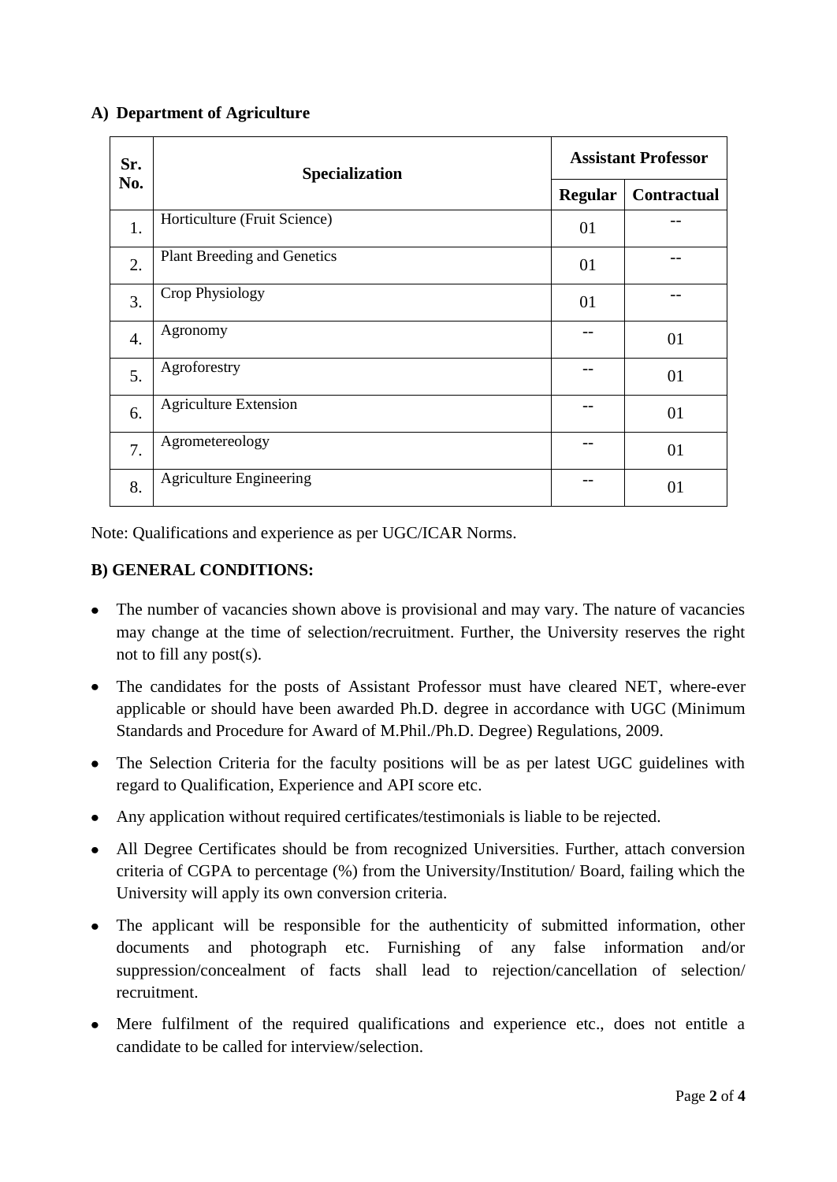**A) Department of Agriculture**

| Sr. No. | Specialization | Assistant Professor | |
|---|---|---|---|
| | | Regular | Contractual |
| 1. | Horticulture (Fruit Science) | 01 | -- |
| 2. | Plant Breeding and Genetics | 01 | -- |
| 3. | Crop Physiology | 01 | -- |
| 4. | Agronomy | -- | 01 |
| 5. | Agroforestry | -- | 01 |
| 6. | Agriculture Extension | -- | 01 |
| 7. | Agrometereology | -- | 01 |
| 8. | Agriculture Engineering | -- | 01 |

Note: Qualifications and experience as per UGC/ICAR Norms.

**B) GENERAL CONDITIONS:**

- The number of vacancies shown above is provisional and may vary. The nature of vacancies may change at the time of selection/recruitment. Further, the University reserves the right not to fill any post(s).
- The candidates for the posts of Assistant Professor must have cleared NET, where-ever applicable or should have been awarded Ph.D. degree in accordance with UGC (Minimum Standards and Procedure for Award of M.Phil./Ph.D. Degree) Regulations, 2009.
- The Selection Criteria for the faculty positions will be as per latest UGC guidelines with regard to Qualification, Experience and API score etc.
- Any application without required certificates/testimonials is liable to be rejected.
- All Degree Certificates should be from recognized Universities. Further, attach conversion criteria of CGPA to percentage (%) from the University/Institution/ Board, failing which the University will apply its own conversion criteria.
- The applicant will be responsible for the authenticity of submitted information, other documents and photograph etc. Furnishing of any false information and/or suppression/concealment of facts shall lead to rejection/cancellation of selection/ recruitment.
- Mere fulfilment of the required qualifications and experience etc., does not entitle a candidate to be called for interview/selection.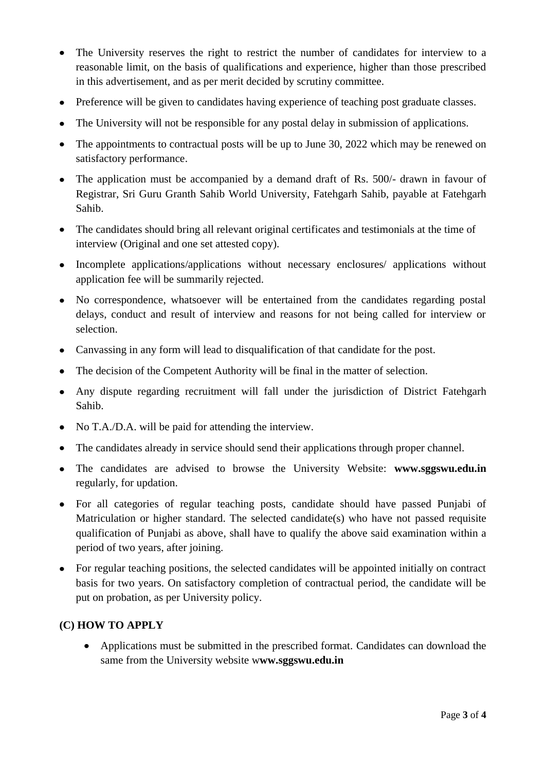- The University reserves the right to restrict the number of candidates for interview to a reasonable limit, on the basis of qualifications and experience, higher than those prescribed in this advertisement, and as per merit decided by scrutiny committee.
- Preference will be given to candidates having experience of teaching post graduate classes.
- The University will not be responsible for any postal delay in submission of applications.
- The appointments to contractual posts will be up to June 30, 2022 which may be renewed on satisfactory performance.
- The application must be accompanied by a demand draft of Rs. 500/- drawn in favour of Registrar, Sri Guru Granth Sahib World University, Fatehgarh Sahib, payable at Fatehgarh Sahib.
- The candidates should bring all relevant original certificates and testimonials at the time of interview (Original and one set attested copy).
- Incomplete applications/applications without necessary enclosures/ applications without application fee will be summarily rejected.
- No correspondence, whatsoever will be entertained from the candidates regarding postal delays, conduct and result of interview and reasons for not being called for interview or selection.
- Canvassing in any form will lead to disqualification of that candidate for the post.
- The decision of the Competent Authority will be final in the matter of selection.
- Any dispute regarding recruitment will fall under the jurisdiction of District Fatehgarh Sahib.
- No T.A./D.A. will be paid for attending the interview.
- The candidates already in service should send their applications through proper channel.
- The candidates are advised to browse the University Website: **www.sggswu.edu.in** regularly, for updation.
- For all categories of regular teaching posts, candidate should have passed Punjabi of Matriculation or higher standard. The selected candidate(s) who have not passed requisite qualification of Punjabi as above, shall have to qualify the above said examination within a period of two years, after joining.
- For regular teaching positions, the selected candidates will be appointed initially on contract basis for two years. On satisfactory completion of contractual period, the candidate will be put on probation, as per University policy.

## (C) HOW TO APPLY

- Applications must be submitted in the prescribed format. Candidates can download the same from the University website w**ww.sggswu.edu.in**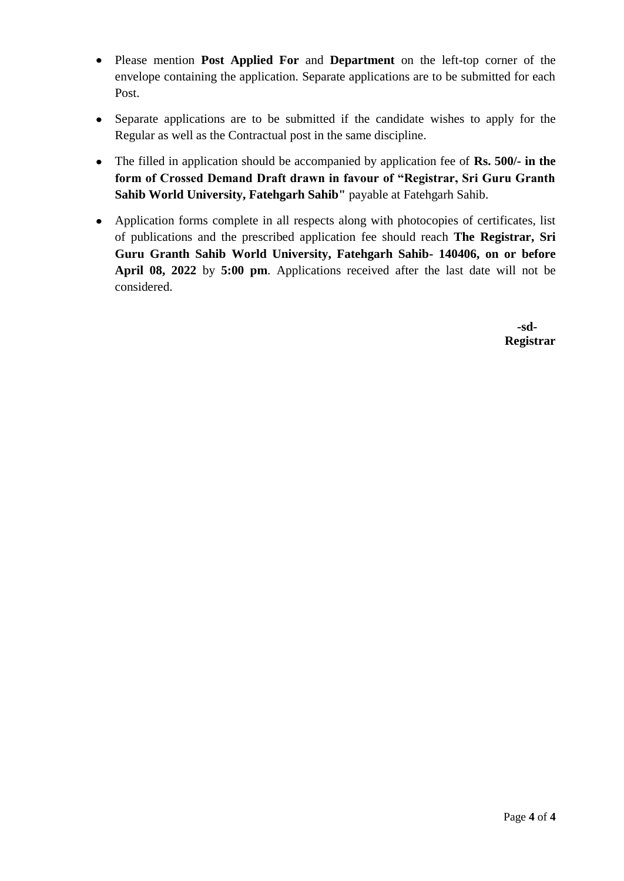- Please mention **Post Applied For** and **Department** on the left-top corner of the envelope containing the application. Separate applications are to be submitted for each Post.
- Separate applications are to be submitted if the candidate wishes to apply for the Regular as well as the Contractual post in the same discipline.
- The filled in application should be accompanied by application fee of **Rs. 500/- in the form of Crossed Demand Draft drawn in favour of "Registrar, Sri Guru Granth Sahib World University, Fatehgarh Sahib"** payable at Fatehgarh Sahib.
- Application forms complete in all respects along with photocopies of certificates, list of publications and the prescribed application fee should reach **The Registrar, Sri Guru Granth Sahib World University, Fatehgarh Sahib- 140406, on or before April 08, 2022** by **5:00 pm**. Applications received after the last date will not be considered.

**-sd-**
**Registrar**